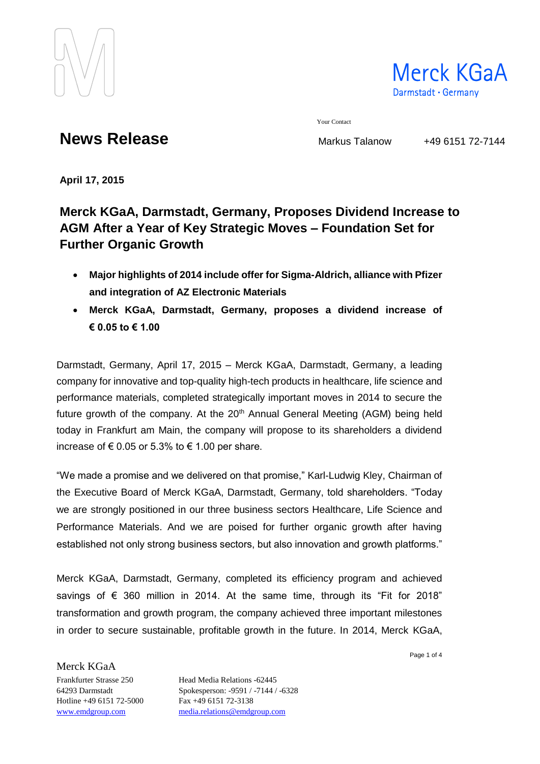Merck KGaA
Darmstadt · Germany

Your Contact

# News Release

Markus Talanow +49 6151 72-7144

**April 17, 2015**

## Merck KGaA, Darmstadt, Germany, Proposes Dividend Increase to AGM After a Year of Key Strategic Moves – Foundation Set for Further Organic Growth

- **Major highlights of 2014 include offer for Sigma-Aldrich, alliance with Pfizer and integration of AZ Electronic Materials**
- **Merck KGaA, Darmstadt, Germany, proposes a dividend increase of € 0.05 to € 1.00**

Darmstadt, Germany, April 17, 2015 – Merck KGaA, Darmstadt, Germany, a leading company for innovative and top-quality high-tech products in healthcare, life science and performance materials, completed strategically important moves in 2014 to secure the future growth of the company. At the 20th Annual General Meeting (AGM) being held today in Frankfurt am Main, the company will propose to its shareholders a dividend increase of € 0.05 or 5.3% to € 1.00 per share.

"We made a promise and we delivered on that promise," Karl-Ludwig Kley, Chairman of the Executive Board of Merck KGaA, Darmstadt, Germany, told shareholders. "Today we are strongly positioned in our three business sectors Healthcare, Life Science and Performance Materials. And we are poised for further organic growth after having established not only strong business sectors, but also innovation and growth platforms."

Merck KGaA, Darmstadt, Germany, completed its efficiency program and achieved savings of € 360 million in 2014. At the same time, through its "Fit for 2018" transformation and growth program, the company achieved three important milestones in order to secure sustainable, profitable growth in the future. In 2014, Merck KGaA,

Merck KGaA
Frankfurter Strasse 250
64293 Darmstadt
Hotline +49 6151 72-5000
www.emdgroup.com

Head Media Relations -62445
Spokesperson: -9591 / -7144 / -6328
Fax +49 6151 72-3138
media.relations@emdgroup.com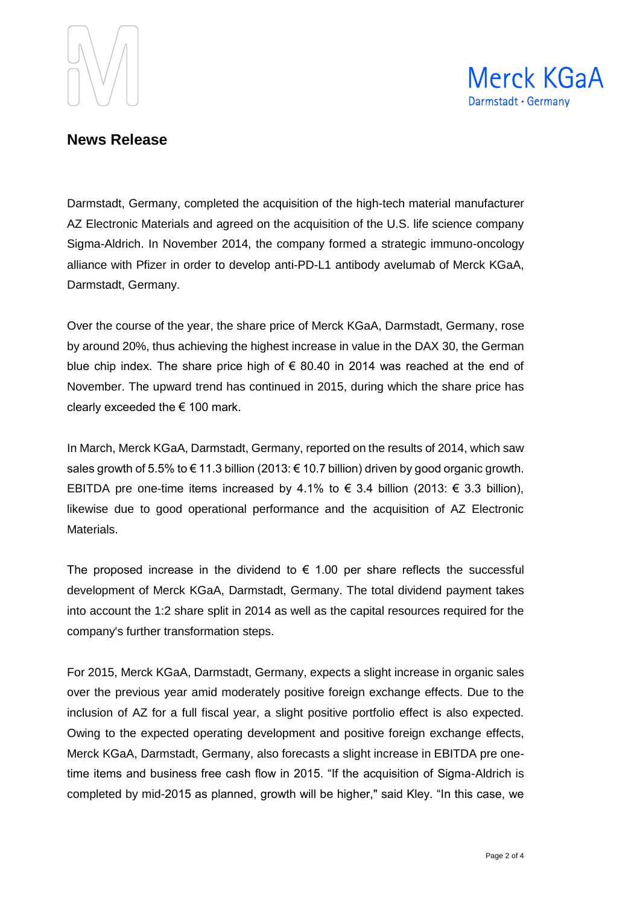## News Release

Darmstadt, Germany, completed the acquisition of the high-tech material manufacturer AZ Electronic Materials and agreed on the acquisition of the U.S. life science company Sigma-Aldrich. In November 2014, the company formed a strategic immuno-oncology alliance with Pfizer in order to develop anti-PD-L1 antibody avelumab of Merck KGaA, Darmstadt, Germany.

Over the course of the year, the share price of Merck KGaA, Darmstadt, Germany, rose by around 20%, thus achieving the highest increase in value in the DAX 30, the German blue chip index. The share price high of € 80.40 in 2014 was reached at the end of November. The upward trend has continued in 2015, during which the share price has clearly exceeded the € 100 mark.

In March, Merck KGaA, Darmstadt, Germany, reported on the results of 2014, which saw sales growth of 5.5% to € 11.3 billion (2013: € 10.7 billion) driven by good organic growth. EBITDA pre one-time items increased by 4.1% to € 3.4 billion (2013: € 3.3 billion), likewise due to good operational performance and the acquisition of AZ Electronic Materials.

The proposed increase in the dividend to € 1.00 per share reflects the successful development of Merck KGaA, Darmstadt, Germany. The total dividend payment takes into account the 1:2 share split in 2014 as well as the capital resources required for the company's further transformation steps.

For 2015, Merck KGaA, Darmstadt, Germany, expects a slight increase in organic sales over the previous year amid moderately positive foreign exchange effects. Due to the inclusion of AZ for a full fiscal year, a slight positive portfolio effect is also expected. Owing to the expected operating development and positive foreign exchange effects, Merck KGaA, Darmstadt, Germany, also forecasts a slight increase in EBITDA pre one-time items and business free cash flow in 2015. “If the acquisition of Sigma-Aldrich is completed by mid-2015 as planned, growth will be higher," said Kley. “In this case, we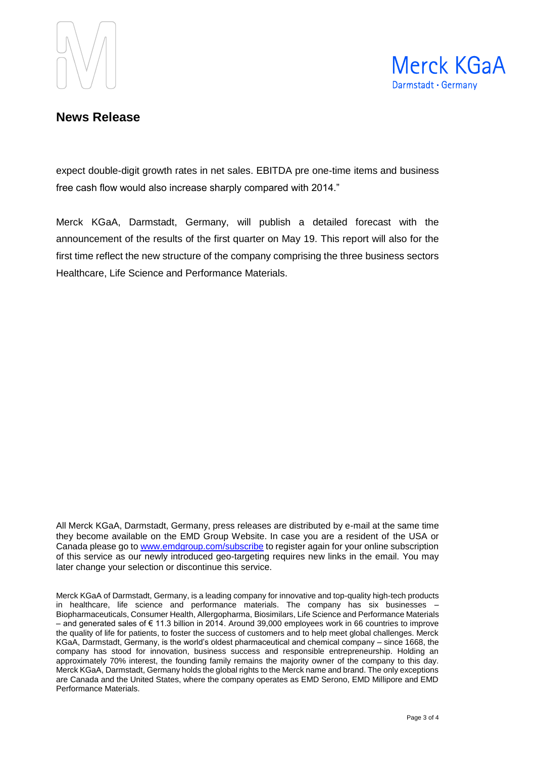expect double-digit growth rates in net sales. EBITDA pre one-time items and business free cash flow would also increase sharply compared with 2014."

Merck KGaA, Darmstadt, Germany, will publish a detailed forecast with the announcement of the results of the first quarter on May 19. This report will also for the first time reflect the new structure of the company comprising the three business sectors Healthcare, Life Science and Performance Materials.

All Merck KGaA, Darmstadt, Germany, press releases are distributed by e-mail at the same time they become available on the EMD Group Website. In case you are a resident of the USA or Canada please go to [www.emdgroup.com/subscribe](http://www.emdgroup.com/subscribe) to register again for your online subscription of this service as our newly introduced geo-targeting requires new links in the email. You may later change your selection or discontinue this service.

Merck KGaA of Darmstadt, Germany, is a leading company for innovative and top-quality high-tech products in healthcare, life science and performance materials. The company has six businesses – Biopharmaceuticals, Consumer Health, Allergopharma, Biosimilars, Life Science and Performance Materials – and generated sales of € 11.3 billion in 2014. Around 39,000 employees work in 66 countries to improve the quality of life for patients, to foster the success of customers and to help meet global challenges. Merck KGaA, Darmstadt, Germany, is the world's oldest pharmaceutical and chemical company – since 1668, the company has stood for innovation, business success and responsible entrepreneurship. Holding an approximately 70% interest, the founding family remains the majority owner of the company to this day. Merck KGaA, Darmstadt, Germany holds the global rights to the Merck name and brand. The only exceptions are Canada and the United States, where the company operates as EMD Serono, EMD Millipore and EMD Performance Materials.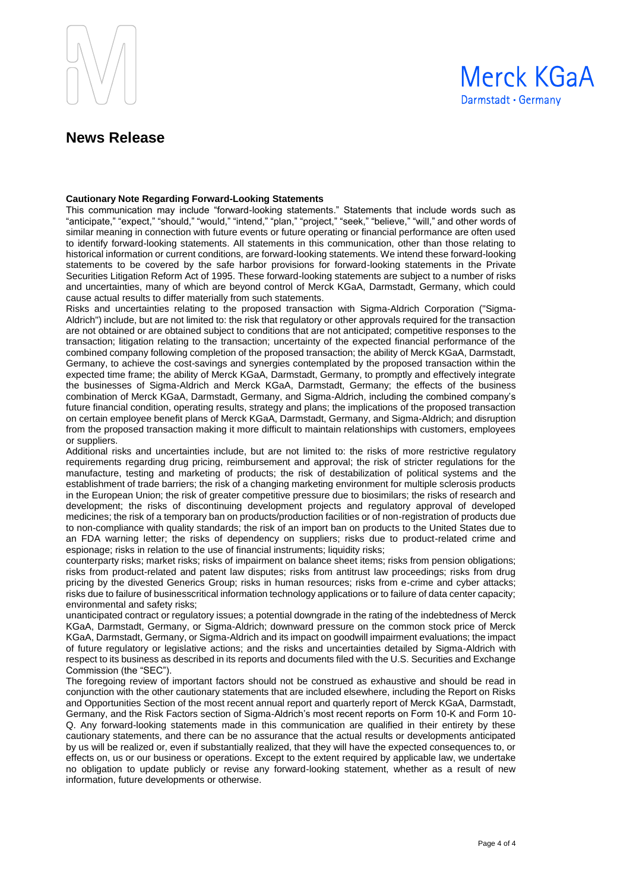## News Release

**Cautionary Note Regarding Forward-Looking Statements**

This communication may include "forward-looking statements." Statements that include words such as "anticipate," "expect," "should," "would," "intend," "plan," "project," "seek," "believe," "will," and other words of similar meaning in connection with future events or future operating or financial performance are often used to identify forward-looking statements. All statements in this communication, other than those relating to historical information or current conditions, are forward-looking statements. We intend these forward-looking statements to be covered by the safe harbor provisions for forward-looking statements in the Private Securities Litigation Reform Act of 1995. These forward-looking statements are subject to a number of risks and uncertainties, many of which are beyond control of Merck KGaA, Darmstadt, Germany, which could cause actual results to differ materially from such statements.

Risks and uncertainties relating to the proposed transaction with Sigma-Aldrich Corporation ("Sigma-Aldrich") include, but are not limited to: the risk that regulatory or other approvals required for the transaction are not obtained or are obtained subject to conditions that are not anticipated; competitive responses to the transaction; litigation relating to the transaction; uncertainty of the expected financial performance of the combined company following completion of the proposed transaction; the ability of Merck KGaA, Darmstadt, Germany, to achieve the cost-savings and synergies contemplated by the proposed transaction within the expected time frame; the ability of Merck KGaA, Darmstadt, Germany, to promptly and effectively integrate the businesses of Sigma-Aldrich and Merck KGaA, Darmstadt, Germany; the effects of the business combination of Merck KGaA, Darmstadt, Germany, and Sigma-Aldrich, including the combined company's future financial condition, operating results, strategy and plans; the implications of the proposed transaction on certain employee benefit plans of Merck KGaA, Darmstadt, Germany, and Sigma-Aldrich; and disruption from the proposed transaction making it more difficult to maintain relationships with customers, employees or suppliers.

Additional risks and uncertainties include, but are not limited to: the risks of more restrictive regulatory requirements regarding drug pricing, reimbursement and approval; the risk of stricter regulations for the manufacture, testing and marketing of products; the risk of destabilization of political systems and the establishment of trade barriers; the risk of a changing marketing environment for multiple sclerosis products in the European Union; the risk of greater competitive pressure due to biosimilars; the risks of research and development; the risks of discontinuing development projects and regulatory approval of developed medicines; the risk of a temporary ban on products/production facilities or of non-registration of products due to non-compliance with quality standards; the risk of an import ban on products to the United States due to an FDA warning letter; the risks of dependency on suppliers; risks due to product-related crime and espionage; risks in relation to the use of financial instruments; liquidity risks;

counterparty risks; market risks; risks of impairment on balance sheet items; risks from pension obligations; risks from product-related and patent law disputes; risks from antitrust law proceedings; risks from drug pricing by the divested Generics Group; risks in human resources; risks from e-crime and cyber attacks; risks due to failure of businesscritical information technology applications or to failure of data center capacity; environmental and safety risks;

unanticipated contract or regulatory issues; a potential downgrade in the rating of the indebtedness of Merck KGaA, Darmstadt, Germany, or Sigma-Aldrich; downward pressure on the common stock price of Merck KGaA, Darmstadt, Germany, or Sigma-Aldrich and its impact on goodwill impairment evaluations; the impact of future regulatory or legislative actions; and the risks and uncertainties detailed by Sigma-Aldrich with respect to its business as described in its reports and documents filed with the U.S. Securities and Exchange Commission (the "SEC").

The foregoing review of important factors should not be construed as exhaustive and should be read in conjunction with the other cautionary statements that are included elsewhere, including the Report on Risks and Opportunities Section of the most recent annual report and quarterly report of Merck KGaA, Darmstadt, Germany, and the Risk Factors section of Sigma-Aldrich's most recent reports on Form 10-K and Form 10-Q. Any forward-looking statements made in this communication are qualified in their entirety by these cautionary statements, and there can be no assurance that the actual results or developments anticipated by us will be realized or, even if substantially realized, that they will have the expected consequences to, or effects on, us or our business or operations. Except to the extent required by applicable law, we undertake no obligation to update publicly or revise any forward-looking statement, whether as a result of new information, future developments or otherwise.